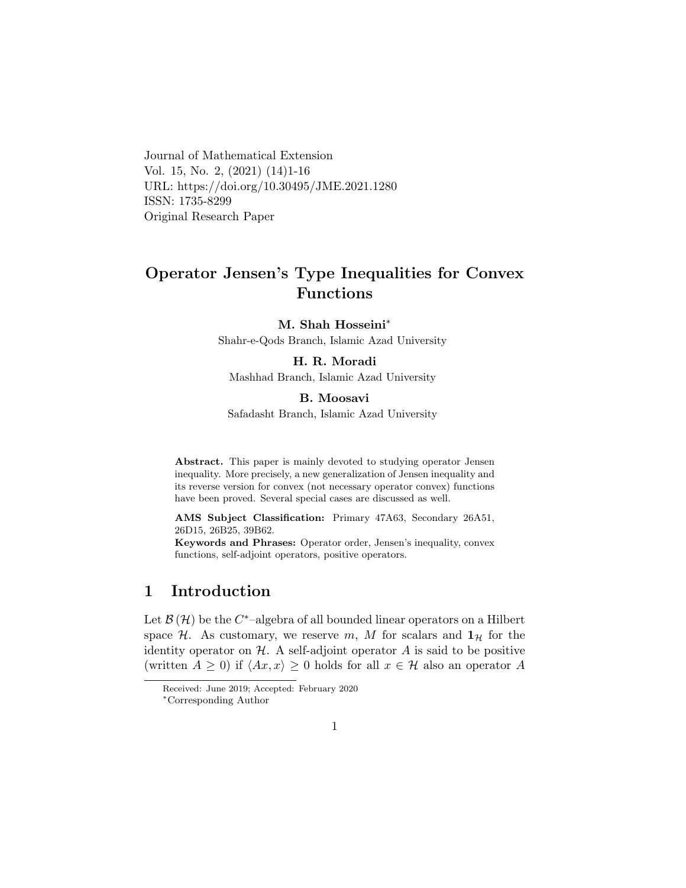Journal of Mathematical Extension
Vol. 15, No. 2, (2021) (14)1-16
URL: https://doi.org/10.30495/JME.2021.1280
ISSN: 1735-8299
Original Research Paper

# Operator Jensen's Type Inequalities for Convex Functions

**M. Shah Hosseini**[*]
Shahr-e-Qods Branch, Islamic Azad University

**H. R. Moradi**
Mashhad Branch, Islamic Azad University

**B. Moosavi**
Safadasht Branch, Islamic Azad University

**Abstract.** This paper is mainly devoted to studying operator Jensen inequality. More precisely, a new generalization of Jensen inequality and its reverse version for convex (not necessary operator convex) functions have been proved. Several special cases are discussed as well.

**AMS Subject Classification:** Primary 47A63, Secondary 26A51, 26D15, 26B25, 39B62.

**Keywords and Phrases:** Operator order, Jensen's inequality, convex functions, self-adjoint operators, positive operators.

## 1 Introduction

Let $\mathcal{B}(\mathcal{H})$ be the $C^*$–algebra of all bounded linear operators on a Hilbert space $\mathcal{H}$. As customary, we reserve $m$, $M$ for scalars and $\mathbf{1}_{\mathcal{H}}$ for the identity operator on $\mathcal{H}$. A self-adjoint operator $A$ is said to be positive (written $A \geq 0$) if $\langle Ax, x\rangle \geq 0$ holds for all $x \in \mathcal{H}$ also an operator $A$

Received: June 2019; Accepted: February 2020

[*]Corresponding Author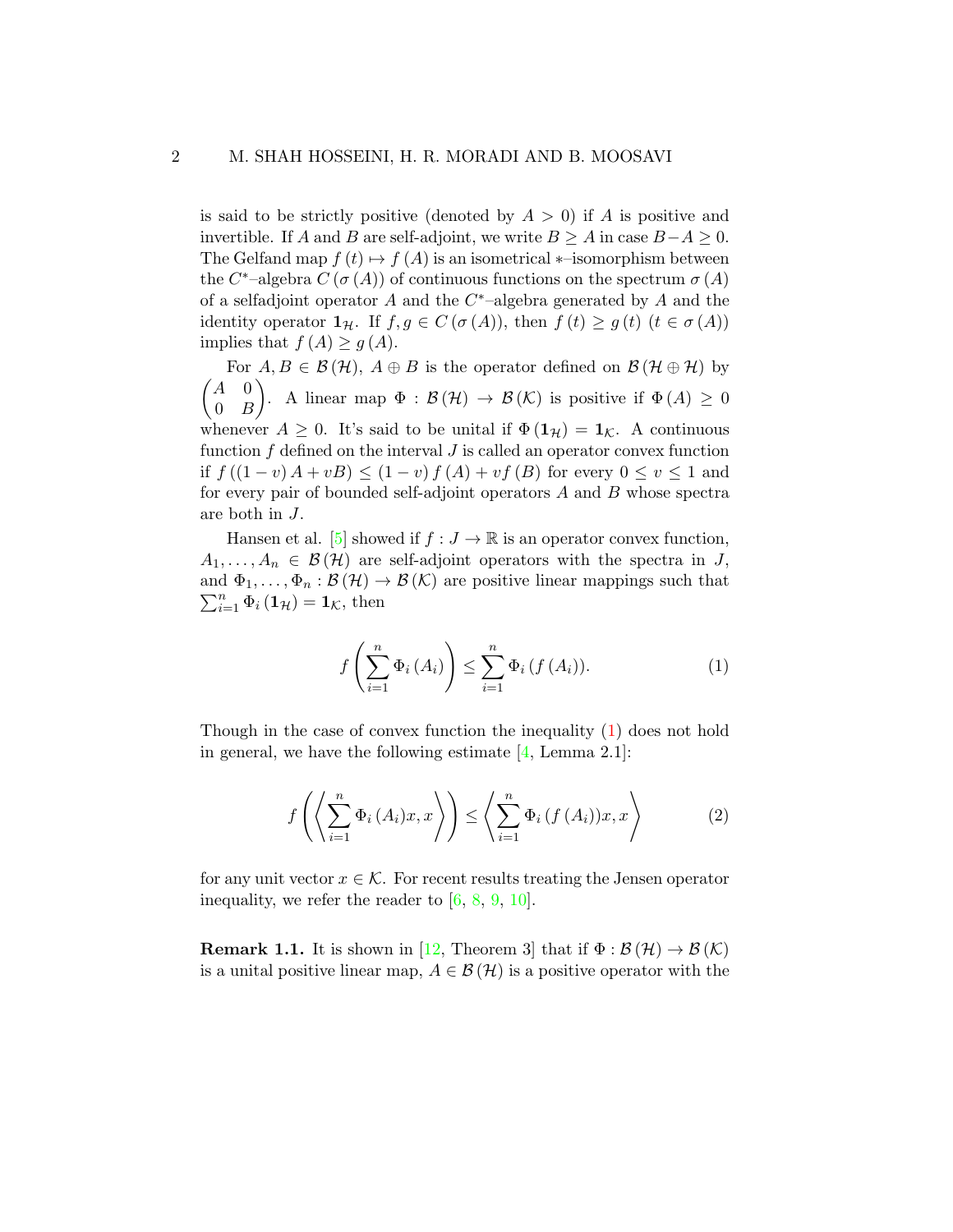is said to be strictly positive (denoted by $A > 0$) if $A$ is positive and invertible. If $A$ and $B$ are self-adjoint, we write $B \geq A$ in case $B - A \geq 0$. The Gelfand map $f(t) \mapsto f(A)$ is an isometrical $*$–isomorphism between the $C^*$–algebra $C(\sigma(A))$ of continuous functions on the spectrum $\sigma(A)$ of a selfadjoint operator $A$ and the $C^*$–algebra generated by $A$ and the identity operator $\mathbf{1}_{\mathcal{H}}$. If $f, g \in C(\sigma(A))$, then $f(t) \geq g(t)$ $(t \in \sigma(A))$ implies that $f(A) \geq g(A)$.

For $A, B \in \mathcal{B}(\mathcal{H})$, $A \oplus B$ is the operator defined on $\mathcal{B}(\mathcal{H} \oplus \mathcal{H})$ by $\begin{pmatrix} A & 0 \\ 0 & B \end{pmatrix}$. A linear map $\Phi : \mathcal{B}(\mathcal{H}) \to \mathcal{B}(\mathcal{K})$ is positive if $\Phi(A) \geq 0$ whenever $A \geq 0$. It's said to be unital if $\Phi(\mathbf{1}_{\mathcal{H}}) = \mathbf{1}_{\mathcal{K}}$. A continuous function $f$ defined on the interval $J$ is called an operator convex function if $f((1-v)A + vB) \leq (1-v)f(A) + vf(B)$ for every $0 \leq v \leq 1$ and for every pair of bounded self-adjoint operators $A$ and $B$ whose spectra are both in $J$.

Hansen et al. [5] showed if $f : J \to \mathbb{R}$ is an operator convex function, $A_1, \ldots, A_n \in \mathcal{B}(\mathcal{H})$ are self-adjoint operators with the spectra in $J$, and $\Phi_1, \ldots, \Phi_n : \mathcal{B}(\mathcal{H}) \to \mathcal{B}(\mathcal{K})$ are positive linear mappings such that $\sum_{i=1}^{n} \Phi_i(\mathbf{1}_{\mathcal{H}}) = \mathbf{1}_{\mathcal{K}}$, then

$$f\left(\sum_{i=1}^{n} \Phi_i(A_i)\right) \leq \sum_{i=1}^{n} \Phi_i(f(A_i)). \tag{1}$$

Though in the case of convex function the inequality (1) does not hold in general, we have the following estimate [4, Lemma 2.1]:

$$f\left(\left\langle \sum_{i=1}^{n} \Phi_i(A_i)x, x \right\rangle\right) \leq \left\langle \sum_{i=1}^{n} \Phi_i(f(A_i))x, x \right\rangle \tag{2}$$

for any unit vector $x \in \mathcal{K}$. For recent results treating the Jensen operator inequality, we refer the reader to [6, 8, 9, 10].

**Remark 1.1.** It is shown in [12, Theorem 3] that if $\Phi : \mathcal{B}(\mathcal{H}) \to \mathcal{B}(\mathcal{K})$ is a unital positive linear map, $A \in \mathcal{B}(\mathcal{H})$ is a positive operator with the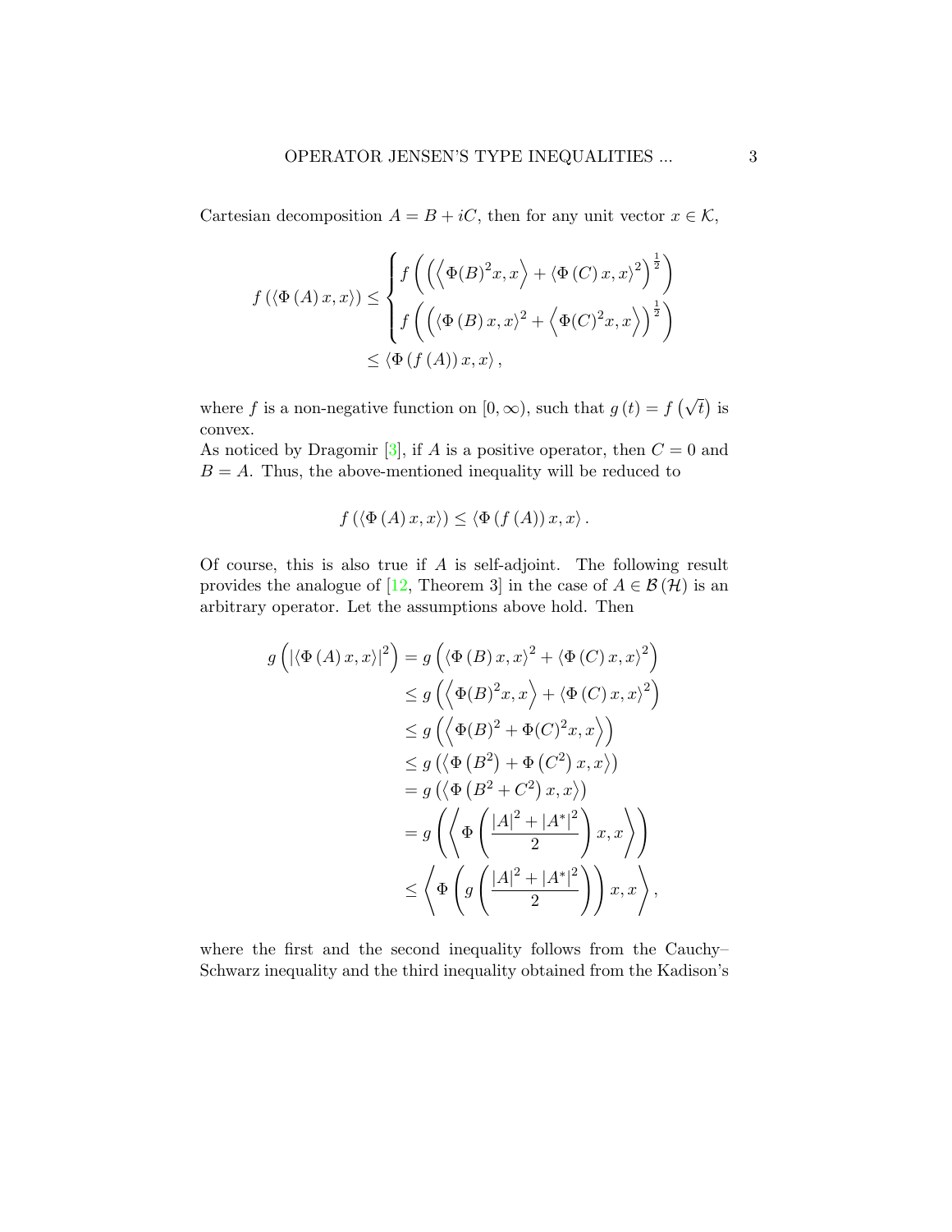Cartesian decomposition $A = B + iC$, then for any unit vector $x \in \mathcal{K}$,

$$f\left(\left\langle \Phi\left(A\right)x, x\right\rangle\right) \leq \begin{cases} f\left(\left(\left\langle \Phi(B)^2 x, x\right\rangle + \left\langle \Phi\left(C\right)x, x\right\rangle^2\right)^{\frac{1}{2}}\right) \\ f\left(\left(\left\langle \Phi\left(B\right)x, x\right\rangle^2 + \left\langle \Phi(C)^2 x, x\right\rangle\right)^{\frac{1}{2}}\right) \end{cases}$$
$$\leq \left\langle \Phi\left(f\left(A\right)\right)x, x\right\rangle,$$

where $f$ is a non-negative function on $[0, \infty)$, such that $g\left(t\right) = f\left(\sqrt{t}\right)$ is convex.
As noticed by Dragomir [3], if $A$ is a positive operator, then $C = 0$ and $B = A$. Thus, the above-mentioned inequality will be reduced to

$$f\left(\left\langle \Phi\left(A\right)x, x\right\rangle\right) \leq \left\langle \Phi\left(f\left(A\right)\right)x, x\right\rangle.$$

Of course, this is also true if $A$ is self-adjoint. The following result provides the analogue of [12, Theorem 3] in the case of $A \in \mathcal{B}\left(\mathcal{H}\right)$ is an arbitrary operator. Let the assumptions above hold. Then

$$\begin{aligned} g\left(\left|\left\langle \Phi\left(A\right)x, x\right\rangle\right|^2\right) &= g\left(\left\langle \Phi\left(B\right)x, x\right\rangle^2 + \left\langle \Phi\left(C\right)x, x\right\rangle^2\right) \\ &\leq g\left(\left\langle \Phi(B)^2 x, x\right\rangle + \left\langle \Phi\left(C\right)x, x\right\rangle^2\right) \\ &\leq g\left(\left\langle \Phi(B)^2 + \Phi(C)^2 x, x\right\rangle\right) \\ &\leq g\left(\left\langle \Phi\left(B^2\right) + \Phi\left(C^2\right)x, x\right\rangle\right) \\ &= g\left(\left\langle \Phi\left(B^2 + C^2\right)x, x\right\rangle\right) \\ &= g\left(\left\langle \Phi\left(\frac{|A|^2 + |A^*|^2}{2}\right)x, x\right\rangle\right) \\ &\leq \left\langle \Phi\left(g\left(\frac{|A|^2 + |A^*|^2}{2}\right)\right)x, x\right\rangle, \end{aligned}$$

where the first and the second inequality follows from the Cauchy–Schwarz inequality and the third inequality obtained from the Kadison's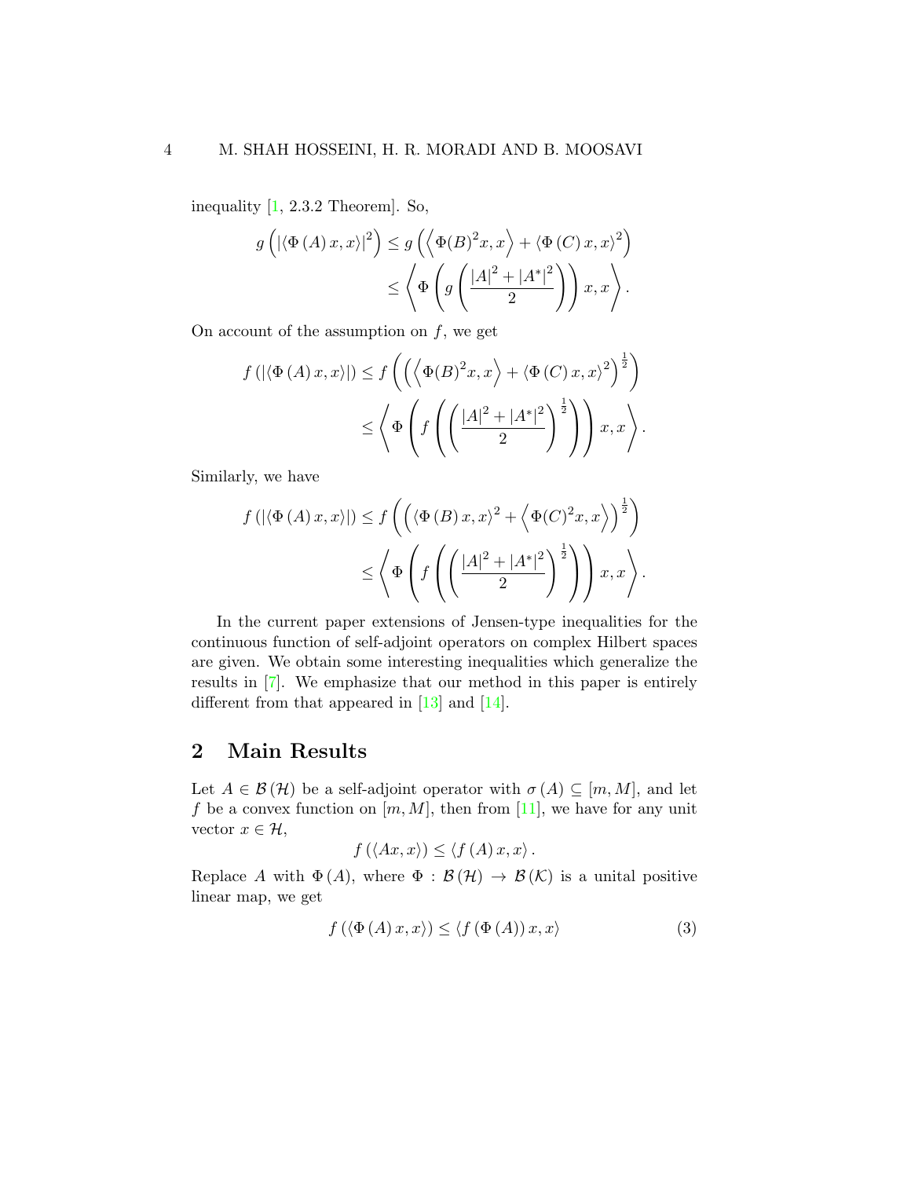inequality [1, 2.3.2 Theorem]. So,

$$
\begin{aligned}
g\left(|\langle \Phi\left(A\right)x,x\rangle|^2\right) &\le g\left(\left\langle \Phi(B)^2x,x\right\rangle + \langle \Phi\left(C\right)x,x\rangle^2\right)\\
&\le \left\langle \Phi\left(g\left(\frac{|A|^2+|A^*|^2}{2}\right)\right)x,x\right\rangle.
\end{aligned}
$$

On account of the assumption on $f$, we get

$$
\begin{aligned}
f\left(|\langle \Phi\left(A\right)x,x\rangle|\right) &\le f\left(\left(\left\langle \Phi(B)^2x,x\right\rangle + \langle \Phi\left(C\right)x,x\rangle^2\right)^{\frac{1}{2}}\right)\\
&\le \left\langle \Phi\left(f\left(\left(\frac{|A|^2+|A^*|^2}{2}\right)^{\frac{1}{2}}\right)\right)x,x\right\rangle.
\end{aligned}
$$

Similarly, we have

$$
\begin{aligned}
f\left(|\langle \Phi\left(A\right)x,x\rangle|\right) &\le f\left(\left(\langle \Phi\left(B\right)x,x\rangle^2 + \left\langle \Phi(C)^2x,x\right\rangle\right)^{\frac{1}{2}}\right)\\
&\le \left\langle \Phi\left(f\left(\left(\frac{|A|^2+|A^*|^2}{2}\right)^{\frac{1}{2}}\right)\right)x,x\right\rangle.
\end{aligned}
$$

In the current paper extensions of Jensen-type inequalities for the continuous function of self-adjoint operators on complex Hilbert spaces are given. We obtain some interesting inequalities which generalize the results in [7]. We emphasize that our method in this paper is entirely different from that appeared in [13] and [14].

## 2 Main Results

Let $A \in \mathcal{B}\left(\mathcal{H}\right)$ be a self-adjoint operator with $\sigma\left(A\right) \subseteq [m, M]$, and let $f$ be a convex function on $[m, M]$, then from [11], we have for any unit vector $x \in \mathcal{H}$,

$$
f\left(\langle Ax,x\rangle\right) \le \langle f\left(A\right)x,x\rangle\,.
$$

Replace $A$ with $\Phi\left(A\right)$, where $\Phi : \mathcal{B}\left(\mathcal{H}\right) \to \mathcal{B}\left(\mathcal{K}\right)$ is a unital positive linear map, we get

$$
f\left(\langle \Phi\left(A\right)x,x\rangle\right) \le \langle f\left(\Phi\left(A\right)\right)x,x\rangle \tag{3}
$$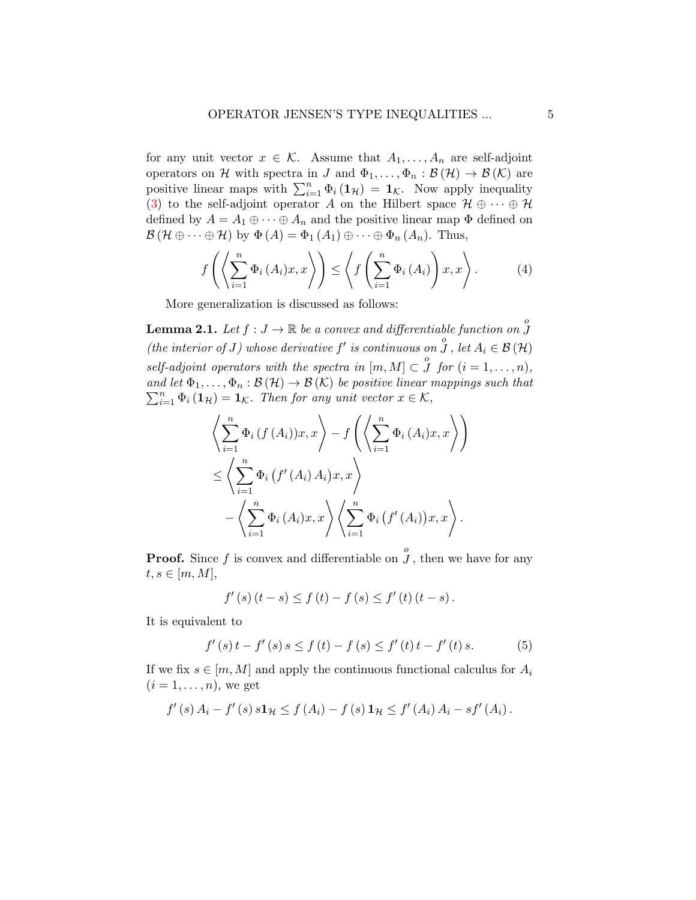for any unit vector $x \in \mathcal{K}$. Assume that $A_1, \ldots, A_n$ are self-adjoint operators on $\mathcal{H}$ with spectra in $J$ and $\Phi_1, \ldots, \Phi_n : \mathcal{B}(\mathcal{H}) \to \mathcal{B}(\mathcal{K})$ are positive linear maps with $\sum_{i=1}^{n} \Phi_i(\mathbf{1}_{\mathcal{H}}) = \mathbf{1}_{\mathcal{K}}$. Now apply inequality (3) to the self-adjoint operator $A$ on the Hilbert space $\mathcal{H} \oplus \cdots \oplus \mathcal{H}$ defined by $A = A_1 \oplus \cdots \oplus A_n$ and the positive linear map $\Phi$ defined on $\mathcal{B}(\mathcal{H} \oplus \cdots \oplus \mathcal{H})$ by $\Phi(A) = \Phi_1(A_1) \oplus \cdots \oplus \Phi_n(A_n)$. Thus,

$$f\left(\left\langle \sum_{i=1}^{n} \Phi_i(A_i)x, x \right\rangle\right) \leq \left\langle f\left(\sum_{i=1}^{n} \Phi_i(A_i)\right)x, x \right\rangle. \tag{4}$$

More generalization is discussed as follows:

**Lemma 2.1.** *Let $f : J \to \mathbb{R}$ be a convex and differentiable function on $\overset{o}{J}$ (the interior of $J$) whose derivative $f'$ is continuous on $\overset{o}{J}$, let $A_i \in \mathcal{B}(\mathcal{H})$ self-adjoint operators with the spectra in $[m, M] \subset \overset{o}{J}$ for $(i = 1, \ldots, n)$, and let $\Phi_1, \ldots, \Phi_n : \mathcal{B}(\mathcal{H}) \to \mathcal{B}(\mathcal{K})$ be positive linear mappings such that $\sum_{i=1}^{n} \Phi_i(\mathbf{1}_{\mathcal{H}}) = \mathbf{1}_{\mathcal{K}}$. Then for any unit vector $x \in \mathcal{K}$,*

$$\begin{aligned}
&\left\langle \sum_{i=1}^{n} \Phi_i(f(A_i))x, x \right\rangle - f\left(\left\langle \sum_{i=1}^{n} \Phi_i(A_i)x, x \right\rangle\right) \\
&\leq \left\langle \sum_{i=1}^{n} \Phi_i\left(f'(A_i) A_i\right)x, x \right\rangle \\
&\quad - \left\langle \sum_{i=1}^{n} \Phi_i(A_i)x, x \right\rangle \left\langle \sum_{i=1}^{n} \Phi_i\left(f'(A_i)\right)x, x \right\rangle.
\end{aligned}$$

**Proof.** Since $f$ is convex and differentiable on $\overset{o}{J}$, then we have for any $t, s \in [m, M]$,

$$f'(s)(t - s) \leq f(t) - f(s) \leq f'(t)(t - s).$$

It is equivalent to

$$f'(s)t - f'(s)s \leq f(t) - f(s) \leq f'(t)t - f'(t)s. \tag{5}$$

If we fix $s \in [m, M]$ and apply the continuous functional calculus for $A_i$ $(i = 1, \ldots, n)$, we get

$$f'(s)A_i - f'(s)s\mathbf{1}_{\mathcal{H}} \leq f(A_i) - f(s)\mathbf{1}_{\mathcal{H}} \leq f'(A_i)A_i - sf'(A_i).$$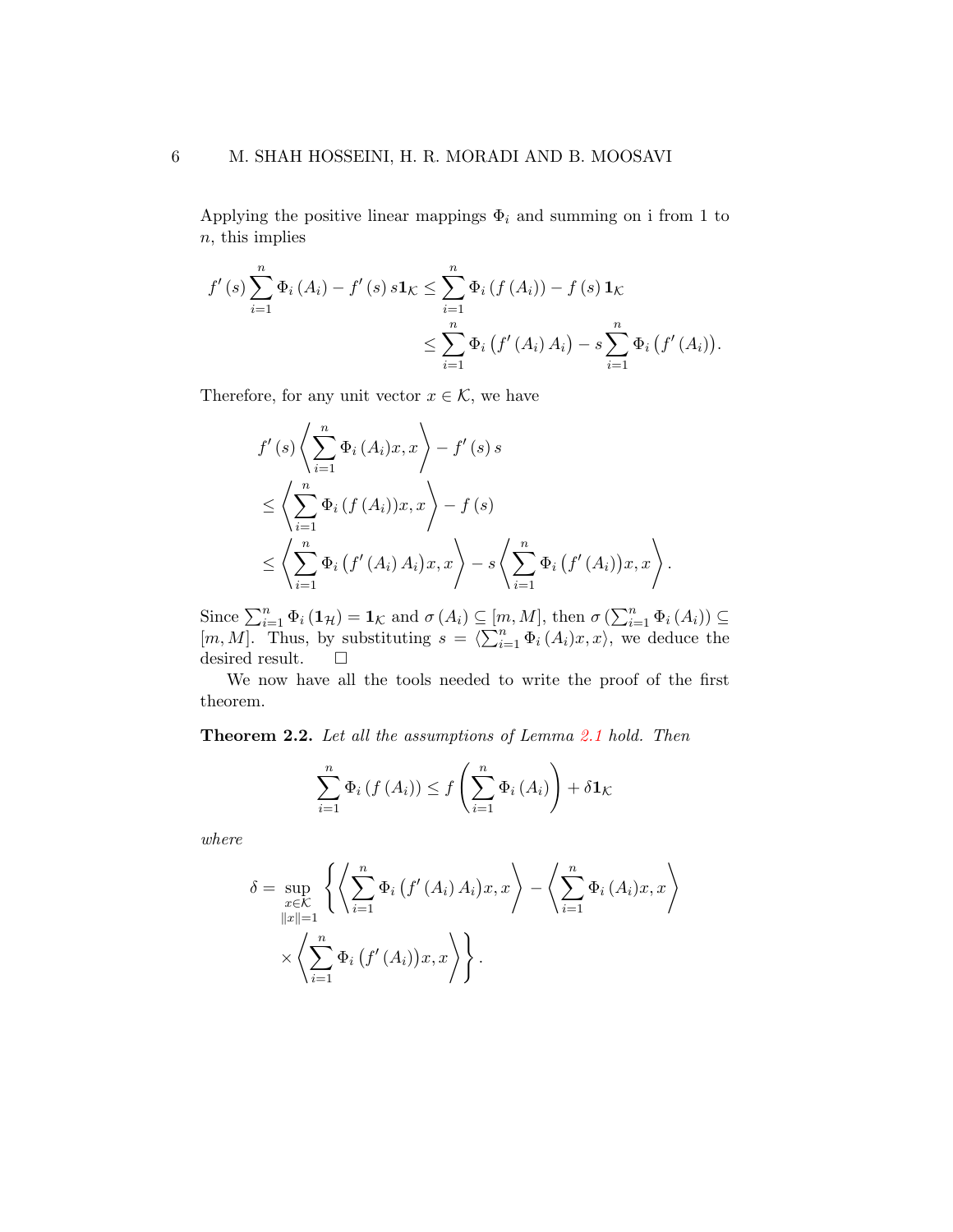Applying the positive linear mappings $\Phi_i$ and summing on i from 1 to $n$, this implies

$$
\begin{aligned}
f'(s)\sum_{i=1}^{n}\Phi_i(A_i) - f'(s)\,s\mathbf{1}_{\mathcal{K}} &\le \sum_{i=1}^{n}\Phi_i(f(A_i)) - f(s)\,\mathbf{1}_{\mathcal{K}} \\
&\le \sum_{i=1}^{n}\Phi_i\big(f'(A_i)\,A_i\big) - s\sum_{i=1}^{n}\Phi_i\big(f'(A_i)\big).
\end{aligned}
$$

Therefore, for any unit vector $x \in \mathcal{K}$, we have

$$
\begin{aligned}
& f'(s)\left\langle \sum_{i=1}^{n}\Phi_i(A_i)x, x\right\rangle - f'(s)\,s \\
&\le \left\langle \sum_{i=1}^{n}\Phi_i(f(A_i))x, x\right\rangle - f(s) \\
&\le \left\langle \sum_{i=1}^{n}\Phi_i\big(f'(A_i)\,A_i\big)x, x\right\rangle - s\left\langle \sum_{i=1}^{n}\Phi_i\big(f'(A_i)\big)x, x\right\rangle.
\end{aligned}
$$

Since $\sum_{i=1}^{n}\Phi_i(\mathbf{1}_{\mathcal{H}}) = \mathbf{1}_{\mathcal{K}}$ and $\sigma(A_i) \subseteq [m, M]$, then $\sigma\left(\sum_{i=1}^{n}\Phi_i(A_i)\right) \subseteq [m, M]$. Thus, by substituting $s = \langle \sum_{i=1}^{n}\Phi_i(A_i)x, x\rangle$, we deduce the desired result. $\square$

We now have all the tools needed to write the proof of the first theorem.

**Theorem 2.2.** *Let all the assumptions of Lemma 2.1 hold. Then*

$$
\sum_{i=1}^{n}\Phi_i(f(A_i)) \le f\left(\sum_{i=1}^{n}\Phi_i(A_i)\right) + \delta\mathbf{1}_{\mathcal{K}}
$$

*where*

$$
\begin{aligned}
\delta = \sup_{\substack{x\in\mathcal{K} \\ \|x\|=1}} \Bigg\{ & \left\langle \sum_{i=1}^{n}\Phi_i\big(f'(A_i)\,A_i\big)x, x\right\rangle - \left\langle \sum_{i=1}^{n}\Phi_i(A_i)x, x\right\rangle \\
& \times \left\langle \sum_{i=1}^{n}\Phi_i\big(f'(A_i)\big)x, x\right\rangle \Bigg\}.
\end{aligned}
$$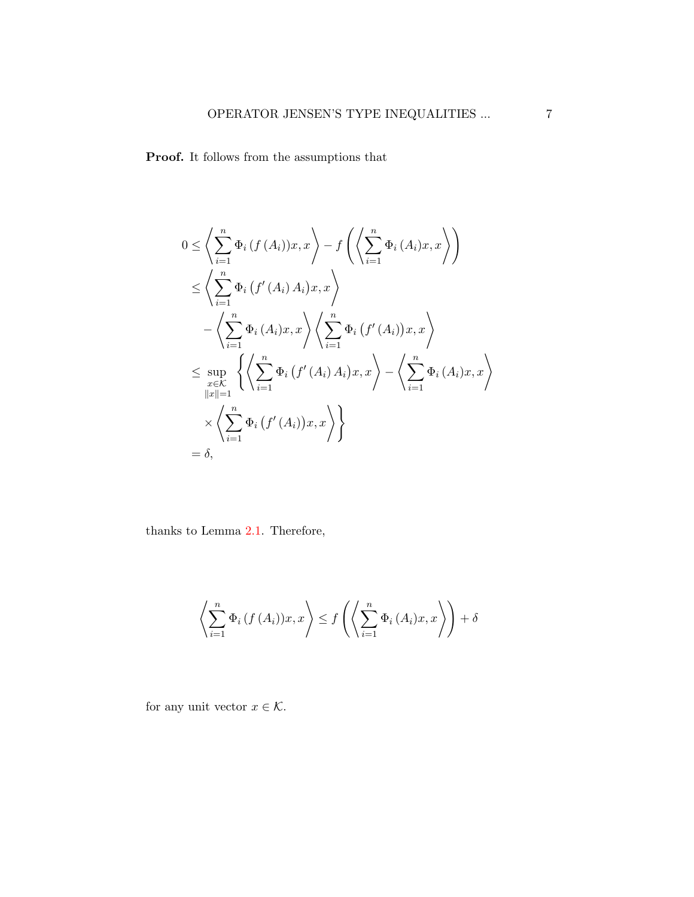**Proof.** It follows from the assumptions that

$$
\begin{aligned}
0 &\le \left\langle \sum_{i=1}^{n} \Phi_i\left(f\left(A_i\right)\right)x, x \right\rangle - f\left(\left\langle \sum_{i=1}^{n} \Phi_i\left(A_i\right)x, x \right\rangle\right) \\
&\le \left\langle \sum_{i=1}^{n} \Phi_i\left(f'\left(A_i\right)A_i\right)x, x \right\rangle \\
&\quad - \left\langle \sum_{i=1}^{n} \Phi_i\left(A_i\right)x, x \right\rangle \left\langle \sum_{i=1}^{n} \Phi_i\left(f'\left(A_i\right)\right)x, x \right\rangle \\
&\le \sup_{\substack{x\in\mathcal{K} \\ \|x\|=1}} \left\{ \left\langle \sum_{i=1}^{n} \Phi_i\left(f'\left(A_i\right)A_i\right)x, x \right\rangle - \left\langle \sum_{i=1}^{n} \Phi_i\left(A_i\right)x, x \right\rangle \right. \\
&\quad \left. \times \left\langle \sum_{i=1}^{n} \Phi_i\left(f'\left(A_i\right)\right)x, x \right\rangle \right\} \\
&= \delta,
\end{aligned}
$$

thanks to Lemma 2.1. Therefore,

$$
\left\langle \sum_{i=1}^{n} \Phi_i\left(f\left(A_i\right)\right)x, x \right\rangle \le f\left(\left\langle \sum_{i=1}^{n} \Phi_i\left(A_i\right)x, x \right\rangle\right) + \delta
$$

for any unit vector $x \in \mathcal{K}$.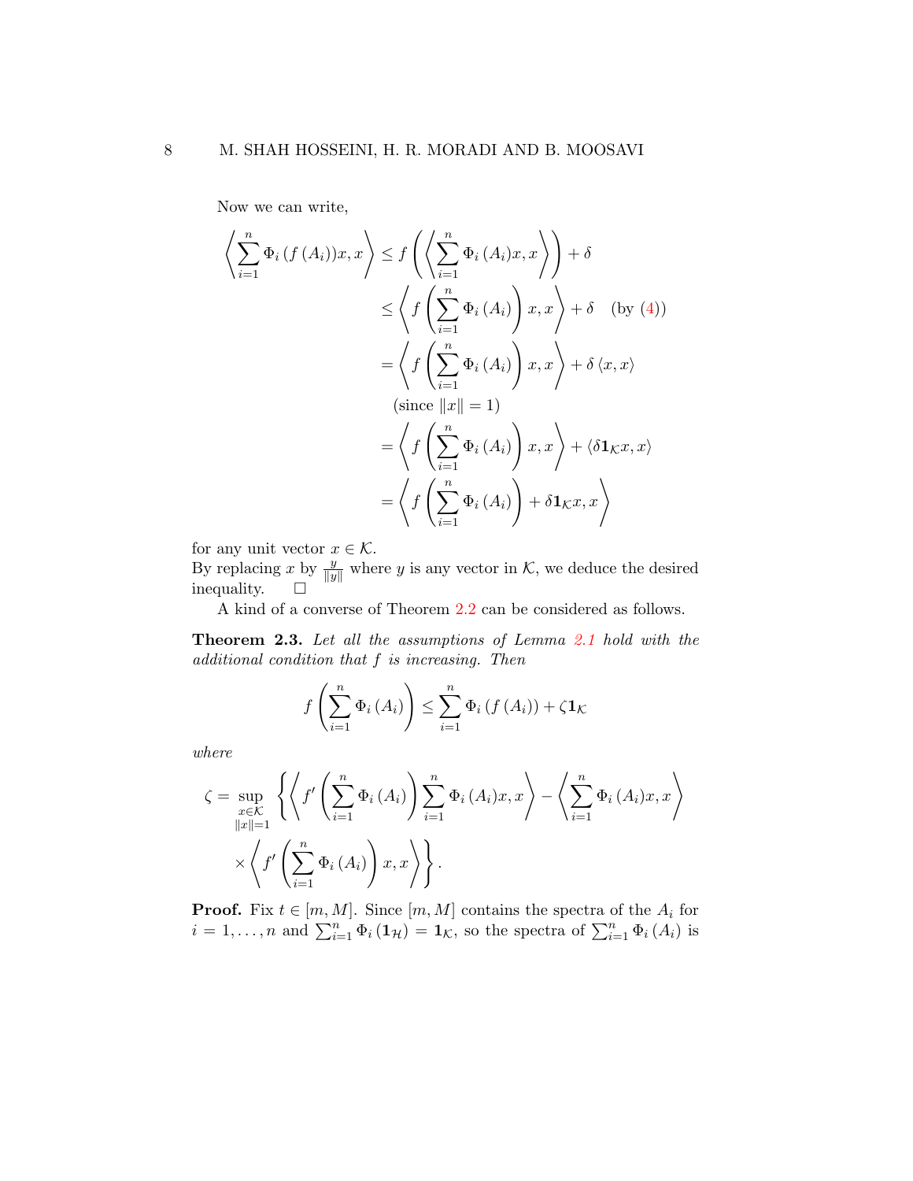Now we can write,

$$
\begin{aligned}
\left\langle \sum_{i=1}^{n} \Phi_i\left(f\left(A_i\right)\right)x, x \right\rangle &\leq f\left(\left\langle \sum_{i=1}^{n} \Phi_i\left(A_i\right)x, x \right\rangle\right) + \delta \\
&\leq \left\langle f\left(\sum_{i=1}^{n} \Phi_i\left(A_i\right)\right)x, x \right\rangle + \delta \quad \text{(by (4))} \\
&= \left\langle f\left(\sum_{i=1}^{n} \Phi_i\left(A_i\right)\right)x, x \right\rangle + \delta \left\langle x, x \right\rangle \\
&\quad \text{(since } \|x\| = 1\text{)} \\
&= \left\langle f\left(\sum_{i=1}^{n} \Phi_i\left(A_i\right)\right)x, x \right\rangle + \left\langle \delta \mathbf{1}_{\mathcal{K}} x, x \right\rangle \\
&= \left\langle f\left(\sum_{i=1}^{n} \Phi_i\left(A_i\right)\right) + \delta \mathbf{1}_{\mathcal{K}} x, x \right\rangle
\end{aligned}
$$

for any unit vector $x \in \mathcal{K}$.
By replacing $x$ by $\frac{y}{\|y\|}$ where $y$ is any vector in $\mathcal{K}$, we deduce the desired inequality. $\square$

A kind of a converse of Theorem 2.2 can be considered as follows.

**Theorem 2.3.** *Let all the assumptions of Lemma 2.1 hold with the additional condition that $f$ is increasing. Then*

$$
f\left(\sum_{i=1}^{n} \Phi_i\left(A_i\right)\right) \leq \sum_{i=1}^{n} \Phi_i\left(f\left(A_i\right)\right) + \zeta \mathbf{1}_{\mathcal{K}}
$$

*where*

$$
\begin{aligned}
\zeta = \sup_{\substack{x \in \mathcal{K} \\ \|x\|=1}} \Bigg\{ &\left\langle f'\left(\sum_{i=1}^{n} \Phi_i\left(A_i\right)\right) \sum_{i=1}^{n} \Phi_i\left(A_i\right)x, x \right\rangle - \left\langle \sum_{i=1}^{n} \Phi_i\left(A_i\right)x, x \right\rangle \\
&\times \left\langle f'\left(\sum_{i=1}^{n} \Phi_i\left(A_i\right)\right)x, x \right\rangle \Bigg\}.
\end{aligned}
$$

**Proof.** Fix $t \in [m, M]$. Since $[m, M]$ contains the spectra of the $A_i$ for $i = 1, \ldots, n$ and $\sum_{i=1}^{n} \Phi_i\left(\mathbf{1}_{\mathcal{H}}\right) = \mathbf{1}_{\mathcal{K}}$, so the spectra of $\sum_{i=1}^{n} \Phi_i\left(A_i\right)$ is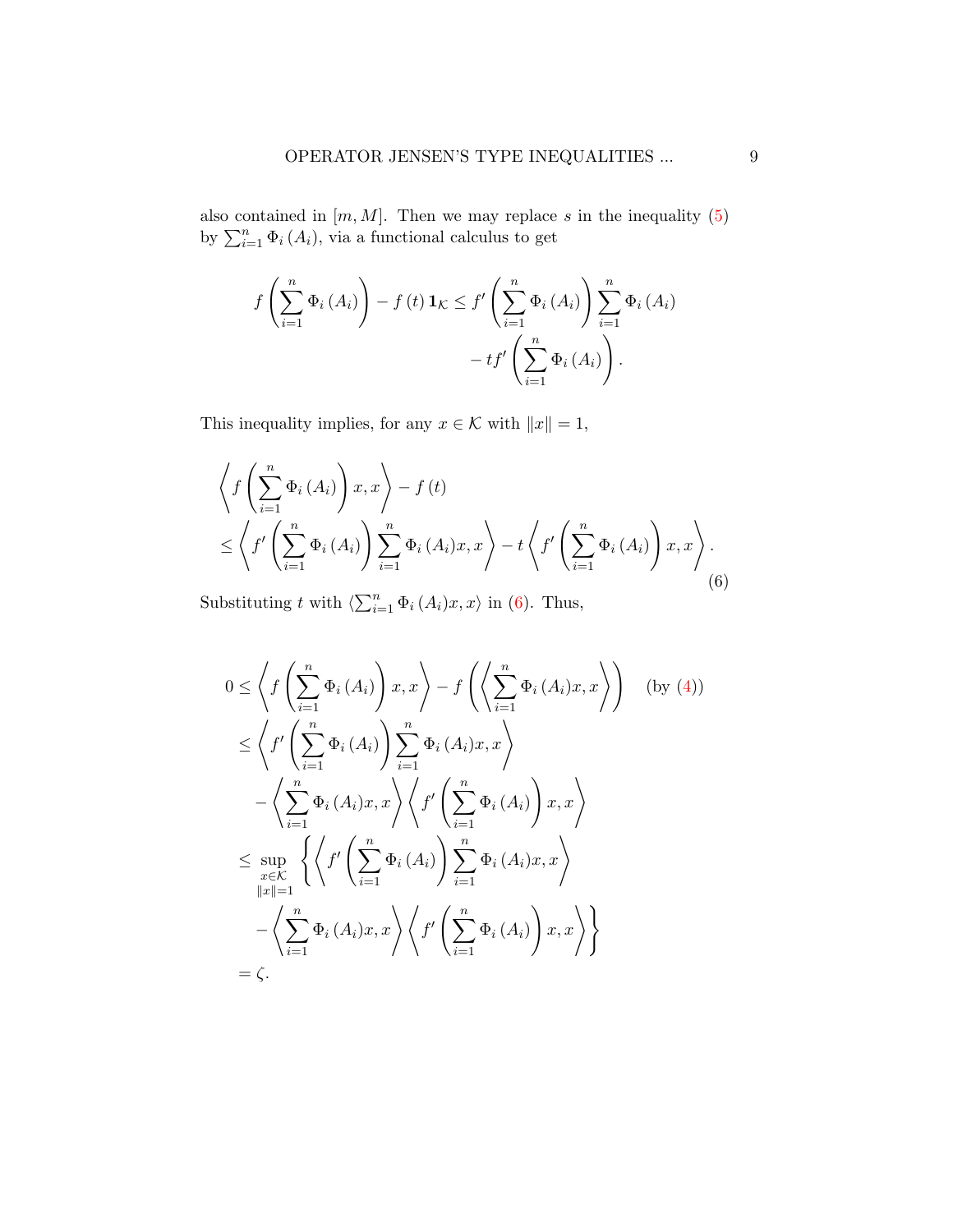also contained in $[m, M]$. Then we may replace $s$ in the inequality (5) by $\sum_{i=1}^{n} \Phi_i(A_i)$, via a functional calculus to get

$$
\begin{aligned}
f\left(\sum_{i=1}^{n} \Phi_i(A_i)\right) - f(t)\,\mathbf{1}_{\mathcal{K}} \le f'\left(\sum_{i=1}^{n} \Phi_i(A_i)\right) \sum_{i=1}^{n} \Phi_i(A_i) \\
- t f'\left(\sum_{i=1}^{n} \Phi_i(A_i)\right).
\end{aligned}
$$

This inequality implies, for any $x \in \mathcal{K}$ with $\|x\| = 1$,

$$
\begin{aligned}
&\left\langle f\left(\sum_{i=1}^{n} \Phi_i(A_i)\right) x, x\right\rangle - f(t) \\
&\le \left\langle f'\left(\sum_{i=1}^{n} \Phi_i(A_i)\right) \sum_{i=1}^{n} \Phi_i(A_i) x, x\right\rangle - t\left\langle f'\left(\sum_{i=1}^{n} \Phi_i(A_i)\right) x, x\right\rangle.
\end{aligned} \tag{6}
$$

Substituting $t$ with $\langle \sum_{i=1}^{n} \Phi_i(A_i) x, x\rangle$ in (6). Thus,

$$
\begin{aligned}
0 &\le \left\langle f\left(\sum_{i=1}^{n} \Phi_i(A_i)\right) x, x\right\rangle - f\left(\left\langle \sum_{i=1}^{n} \Phi_i(A_i) x, x\right\rangle\right) \quad (\text{by } (4)) \\
&\le \left\langle f'\left(\sum_{i=1}^{n} \Phi_i(A_i)\right) \sum_{i=1}^{n} \Phi_i(A_i) x, x\right\rangle \\
&\quad - \left\langle \sum_{i=1}^{n} \Phi_i(A_i) x, x\right\rangle \left\langle f'\left(\sum_{i=1}^{n} \Phi_i(A_i)\right) x, x\right\rangle \\
&\le \sup_{\substack{x \in \mathcal{K} \\ \|x\|=1}} \left\{ \left\langle f'\left(\sum_{i=1}^{n} \Phi_i(A_i)\right) \sum_{i=1}^{n} \Phi_i(A_i) x, x\right\rangle \right. \\
&\quad \left. - \left\langle \sum_{i=1}^{n} \Phi_i(A_i) x, x\right\rangle \left\langle f'\left(\sum_{i=1}^{n} \Phi_i(A_i)\right) x, x\right\rangle \right\} \\
&= \zeta.
\end{aligned}
$$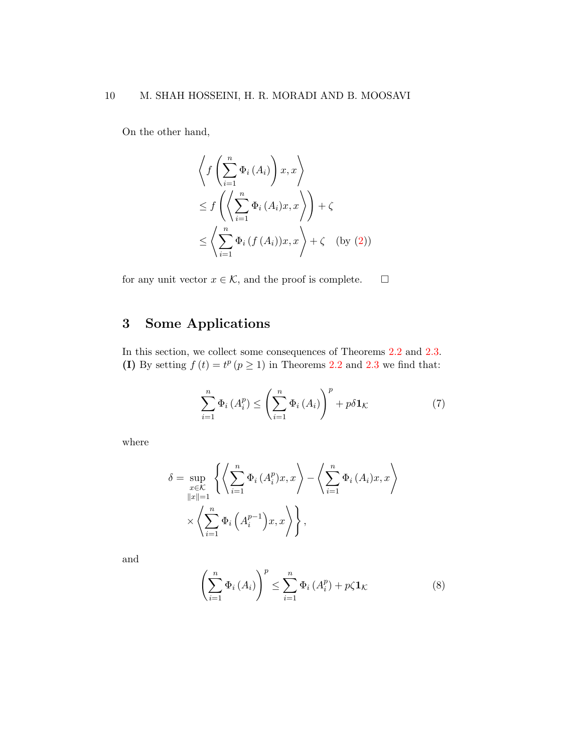On the other hand,

$$
\begin{aligned}
&\left\langle f\left(\sum_{i=1}^{n}\Phi_i\left(A_i\right)\right)x,x\right\rangle \\
&\le f\left(\left\langle \sum_{i=1}^{n}\Phi_i\left(A_i\right)x,x\right\rangle\right)+\zeta \\
&\le \left\langle \sum_{i=1}^{n}\Phi_i\left(f\left(A_i\right)\right)x,x\right\rangle+\zeta \quad \text{(by (2))}
\end{aligned}
$$

for any unit vector $x\in\mathcal{K}$, and the proof is complete. □

## 3 Some Applications

In this section, we collect some consequences of Theorems 2.2 and 2.3.
**(I)** By setting $f(t)=t^p\ (p\ge 1)$ in Theorems 2.2 and 2.3 we find that:

$$
\sum_{i=1}^{n}\Phi_i\left(A_i^p\right)\le\left(\sum_{i=1}^{n}\Phi_i\left(A_i\right)\right)^p+p\delta\mathbf{1}_{\mathcal{K}} \tag{7}
$$

where

$$
\begin{aligned}
\delta=\sup_{\substack{x\in\mathcal{K}\\ \|x\|=1}}&\left\{\left\langle\sum_{i=1}^{n}\Phi_i\left(A_i^p\right)x,x\right\rangle-\left\langle\sum_{i=1}^{n}\Phi_i\left(A_i\right)x,x\right\rangle\right.\\
&\left.\times\left\langle\sum_{i=1}^{n}\Phi_i\left(A_i^{p-1}\right)x,x\right\rangle\right\},
\end{aligned}
$$

and

$$
\left(\sum_{i=1}^{n}\Phi_i\left(A_i\right)\right)^p\le\sum_{i=1}^{n}\Phi_i\left(A_i^p\right)+p\zeta\mathbf{1}_{\mathcal{K}} \tag{8}
$$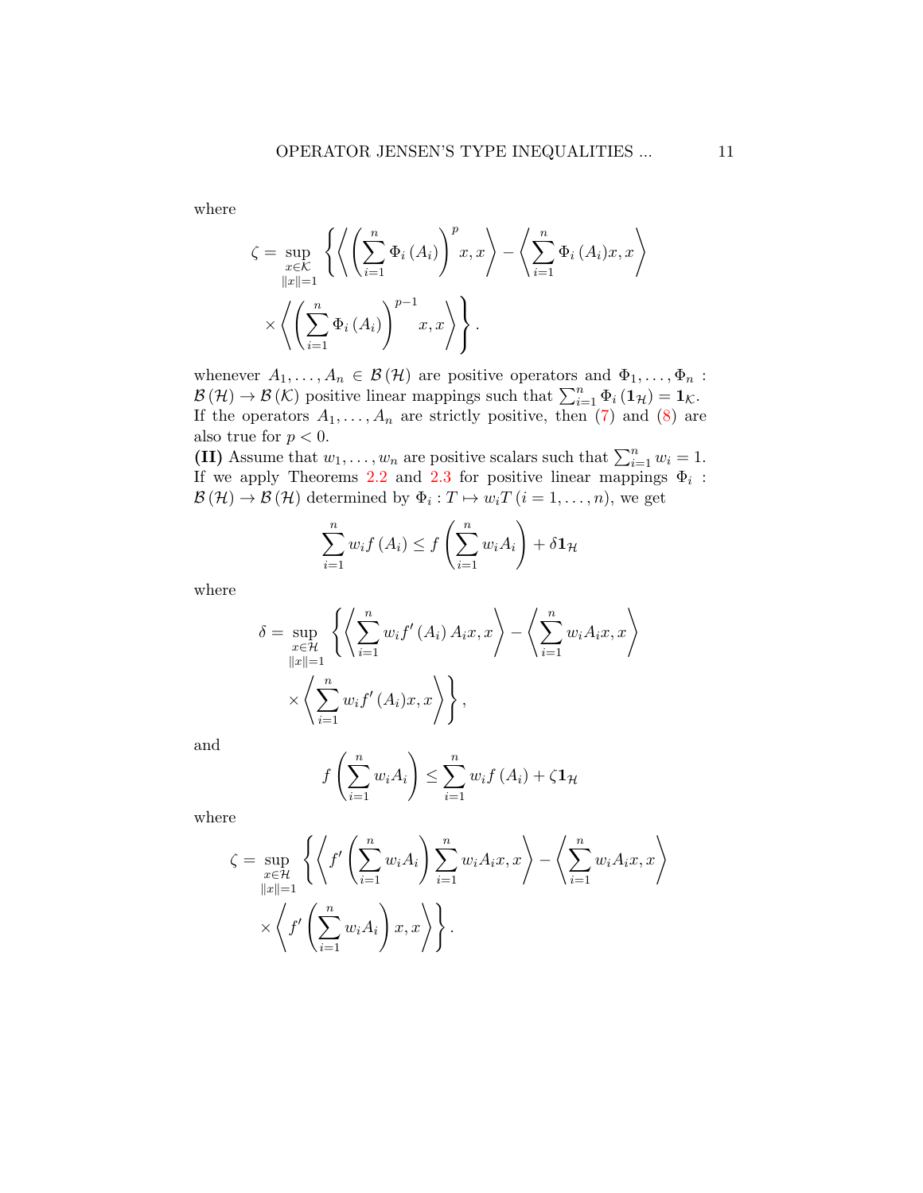where

$$\zeta = \sup_{\substack{x\in\mathcal{K} \\ \|x\|=1}} \left\{ \left\langle \left( \sum_{i=1}^{n} \Phi_i\left(A_i\right) \right)^{p} x, x \right\rangle - \left\langle \sum_{i=1}^{n} \Phi_i\left(A_i\right) x, x \right\rangle \right.$$
$$\left. \times \left\langle \left( \sum_{i=1}^{n} \Phi_i\left(A_i\right) \right)^{p-1} x, x \right\rangle \right\}.$$

whenever $A_1, \ldots, A_n \in \mathcal{B}(\mathcal{H})$ are positive operators and $\Phi_1, \ldots, \Phi_n : \mathcal{B}(\mathcal{H}) \to \mathcal{B}(\mathcal{K})$ positive linear mappings such that $\sum_{i=1}^{n} \Phi_i(\mathbf{1}_{\mathcal{H}}) = \mathbf{1}_{\mathcal{K}}$. If the operators $A_1, \ldots, A_n$ are strictly positive, then (7) and (8) are also true for $p < 0$.

**(II)** Assume that $w_1, \ldots, w_n$ are positive scalars such that $\sum_{i=1}^{n} w_i = 1$. If we apply Theorems 2.2 and 2.3 for positive linear mappings $\Phi_i : \mathcal{B}(\mathcal{H}) \to \mathcal{B}(\mathcal{H})$ determined by $\Phi_i : T \mapsto w_i T$ $(i = 1, \ldots, n)$, we get

$$\sum_{i=1}^{n} w_i f\left(A_i\right) \le f\left( \sum_{i=1}^{n} w_i A_i \right) + \delta \mathbf{1}_{\mathcal{H}}$$

where

$$\delta = \sup_{\substack{x\in\mathcal{H} \\ \|x\|=1}} \left\{ \left\langle \sum_{i=1}^{n} w_i f'\left(A_i\right) A_i x, x \right\rangle - \left\langle \sum_{i=1}^{n} w_i A_i x, x \right\rangle \right.$$
$$\left. \times \left\langle \sum_{i=1}^{n} w_i f'\left(A_i\right) x, x \right\rangle \right\},$$

and

$$f\left( \sum_{i=1}^{n} w_i A_i \right) \le \sum_{i=1}^{n} w_i f\left(A_i\right) + \zeta \mathbf{1}_{\mathcal{H}}$$

where

$$\zeta = \sup_{\substack{x\in\mathcal{H} \\ \|x\|=1}} \left\{ \left\langle f'\left( \sum_{i=1}^{n} w_i A_i \right) \sum_{i=1}^{n} w_i A_i x, x \right\rangle - \left\langle \sum_{i=1}^{n} w_i A_i x, x \right\rangle \right.$$
$$\left. \times \left\langle f'\left( \sum_{i=1}^{n} w_i A_i \right) x, x \right\rangle \right\}.$$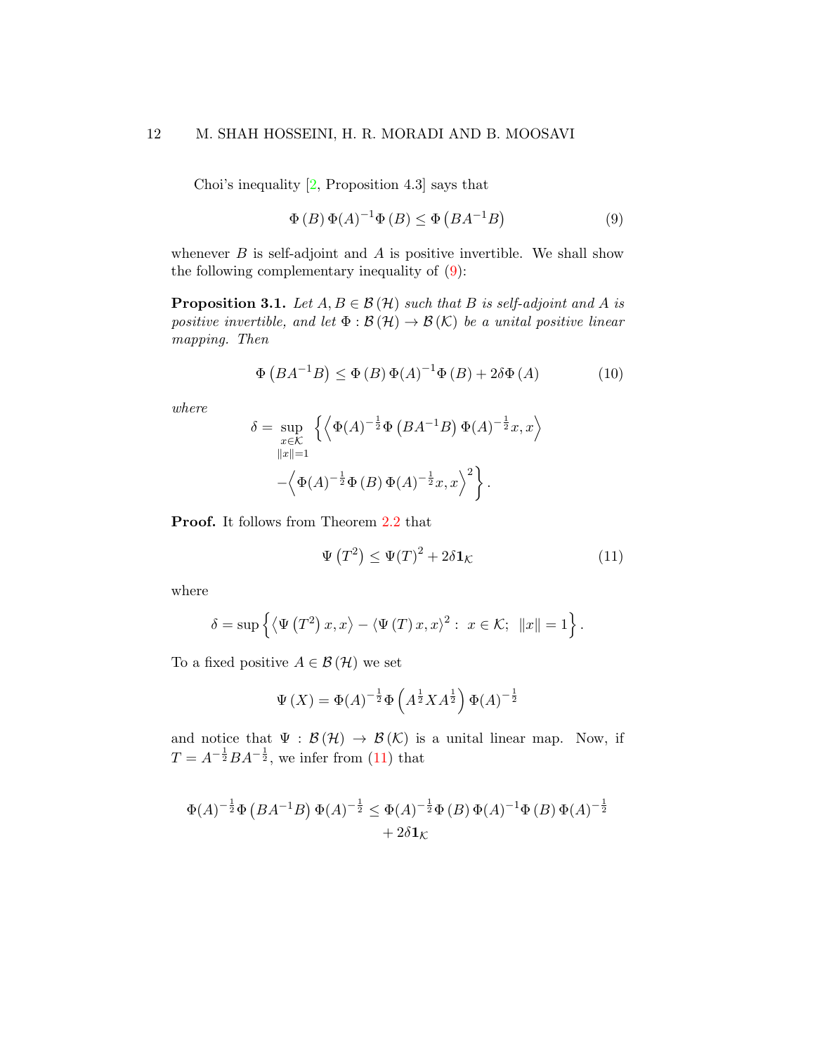Choi's inequality [2, Proposition 4.3] says that

$$\Phi\left(B\right)\Phi(A)^{-1}\Phi\left(B\right)\le\Phi\left(BA^{-1}B\right) \tag{9}$$

whenever $B$ is self-adjoint and $A$ is positive invertible. We shall show the following complementary inequality of (9):

**Proposition 3.1.** *Let $A, B \in \mathcal{B}\left(\mathcal{H}\right)$ such that $B$ is self-adjoint and $A$ is positive invertible, and let $\Phi : \mathcal{B}\left(\mathcal{H}\right) \to \mathcal{B}\left(\mathcal{K}\right)$ be a unital positive linear mapping. Then*

$$\Phi\left(BA^{-1}B\right)\le\Phi\left(B\right)\Phi(A)^{-1}\Phi\left(B\right)+2\delta\Phi\left(A\right) \tag{10}$$

*where*

$$\delta=\sup_{\substack{x\in\mathcal{K}\\ \|x\|=1}}\left\{\left\langle\Phi(A)^{-\frac{1}{2}}\Phi\left(BA^{-1}B\right)\Phi(A)^{-\frac{1}{2}}x,x\right\rangle\right.$$
$$\left.-\left\langle\Phi(A)^{-\frac{1}{2}}\Phi\left(B\right)\Phi(A)^{-\frac{1}{2}}x,x\right\rangle^{2}\right\}.$$

**Proof.** It follows from Theorem 2.2 that

$$\Psi\left(T^{2}\right)\le\Psi(T)^{2}+2\delta\mathbf{1}_{\mathcal{K}} \tag{11}$$

where

$$\delta=\sup\left\{\left\langle\Psi\left(T^{2}\right)x,x\right\rangle-\left\langle\Psi\left(T\right)x,x\right\rangle^{2}:\ x\in\mathcal{K};\ \ \|x\|=1\right\}.$$

To a fixed positive $A \in \mathcal{B}\left(\mathcal{H}\right)$ we set

$$\Psi\left(X\right)=\Phi(A)^{-\frac{1}{2}}\Phi\left(A^{\frac{1}{2}}XA^{\frac{1}{2}}\right)\Phi(A)^{-\frac{1}{2}}$$

and notice that $\Psi : \mathcal{B}\left(\mathcal{H}\right) \to \mathcal{B}\left(\mathcal{K}\right)$ is a unital linear map. Now, if $T = A^{-\frac{1}{2}}BA^{-\frac{1}{2}}$, we infer from (11) that

$$\Phi(A)^{-\frac{1}{2}}\Phi\left(BA^{-1}B\right)\Phi(A)^{-\frac{1}{2}}\le\Phi(A)^{-\frac{1}{2}}\Phi\left(B\right)\Phi(A)^{-1}\Phi\left(B\right)\Phi(A)^{-\frac{1}{2}}$$
$$+2\delta\mathbf{1}_{\mathcal{K}}$$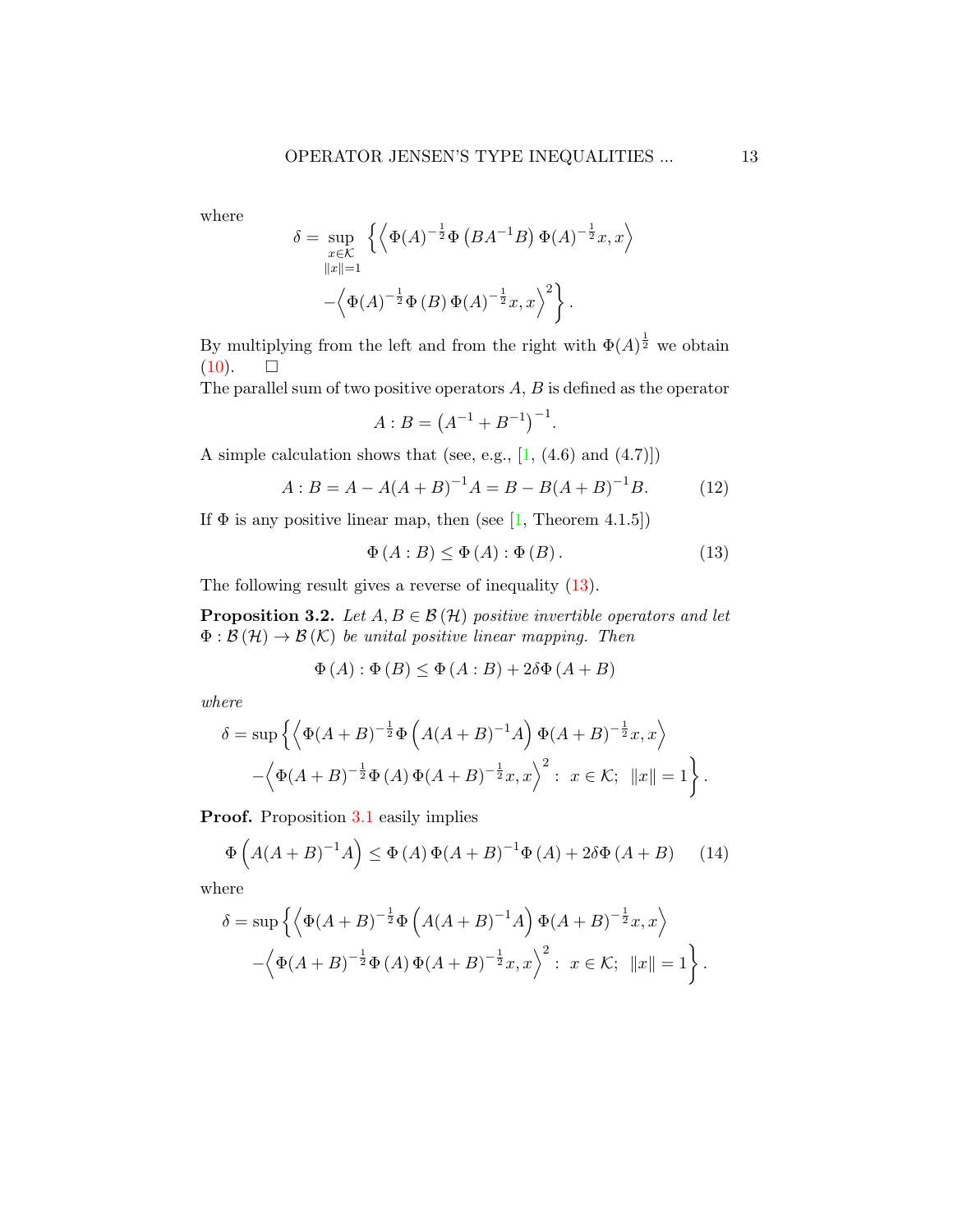where

$$\delta = \sup_{\substack{x\in\mathcal{K}\\ \|x\|=1}} \left\{ \left\langle \Phi(A)^{-\frac{1}{2}}\Phi\left(BA^{-1}B\right)\Phi(A)^{-\frac{1}{2}}x, x\right\rangle \right.$$
$$\left. -\left\langle \Phi(A)^{-\frac{1}{2}}\Phi\left(B\right)\Phi(A)^{-\frac{1}{2}}x, x\right\rangle^2 \right\}.$$

By multiplying from the left and from the right with $\Phi(A)^{\frac{1}{2}}$ we obtain (10). □

The parallel sum of two positive operators $A$, $B$ is defined as the operator

$$A : B = \left(A^{-1} + B^{-1}\right)^{-1}.$$

A simple calculation shows that (see, e.g., [1, (4.6) and (4.7)])

$$A : B = A - A(A+B)^{-1}A = B - B(A+B)^{-1}B. \tag{12}$$

If $\Phi$ is any positive linear map, then (see [1, Theorem 4.1.5])

$$\Phi\left(A : B\right) \le \Phi\left(A\right) : \Phi\left(B\right). \tag{13}$$

The following result gives a reverse of inequality (13).

**Proposition 3.2.** *Let $A, B \in \mathcal{B}\left(\mathcal{H}\right)$ positive invertible operators and let $\Phi : \mathcal{B}\left(\mathcal{H}\right) \to \mathcal{B}\left(\mathcal{K}\right)$ be unital positive linear mapping. Then*

$$\Phi\left(A\right) : \Phi\left(B\right) \le \Phi\left(A : B\right) + 2\delta\Phi\left(A+B\right)$$

*where*

$$\delta = \sup\left\{ \left\langle \Phi(A+B)^{-\frac{1}{2}}\Phi\left(A(A+B)^{-1}A\right)\Phi(A+B)^{-\frac{1}{2}}x, x\right\rangle \right.$$
$$\left. -\left\langle \Phi(A+B)^{-\frac{1}{2}}\Phi\left(A\right)\Phi(A+B)^{-\frac{1}{2}}x, x\right\rangle^2 : \ x \in \mathcal{K}; \ \|x\| = 1 \right\}.$$

**Proof.** Proposition 3.1 easily implies

$$\Phi\left(A(A+B)^{-1}A\right) \le \Phi\left(A\right)\Phi(A+B)^{-1}\Phi\left(A\right) + 2\delta\Phi\left(A+B\right) \tag{14}$$

where

$$\delta = \sup\left\{ \left\langle \Phi(A+B)^{-\frac{1}{2}}\Phi\left(A(A+B)^{-1}A\right)\Phi(A+B)^{-\frac{1}{2}}x, x\right\rangle \right.$$
$$\left. -\left\langle \Phi(A+B)^{-\frac{1}{2}}\Phi\left(A\right)\Phi(A+B)^{-\frac{1}{2}}x, x\right\rangle^2 : \ x \in \mathcal{K}; \ \|x\| = 1 \right\}.$$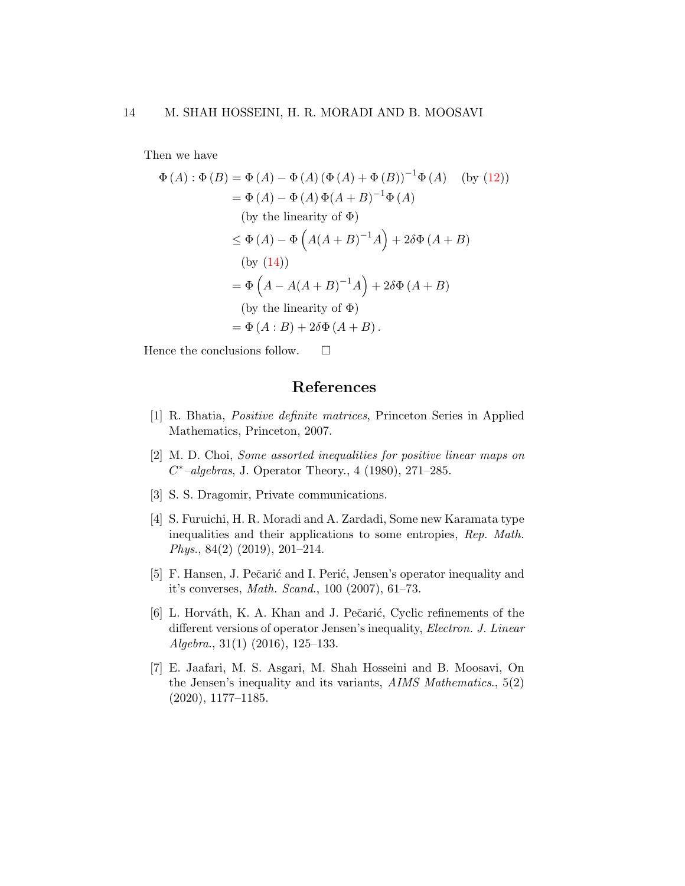Then we have

$$
\begin{aligned}
\Phi(A):\Phi(B) &= \Phi(A) - \Phi(A)\left(\Phi(A)+\Phi(B)\right)^{-1}\Phi(A) \quad \text{(by (12))} \\
&= \Phi(A) - \Phi(A)\,\Phi(A+B)^{-1}\Phi(A) \\
&\quad \text{(by the linearity of } \Phi) \\
&\le \Phi(A) - \Phi\left(A(A+B)^{-1}A\right) + 2\delta\Phi(A+B) \\
&\quad \text{(by (14))} \\
&= \Phi\left(A - A(A+B)^{-1}A\right) + 2\delta\Phi(A+B) \\
&\quad \text{(by the linearity of } \Phi) \\
&= \Phi(A:B) + 2\delta\Phi(A+B).
\end{aligned}
$$

Hence the conclusions follow. □

## References

[1] R. Bhatia, *Positive definite matrices*, Princeton Series in Applied Mathematics, Princeton, 2007.

[2] M. D. Choi, *Some assorted inequalities for positive linear maps on $C^*$–algebras*, J. Operator Theory., 4 (1980), 271–285.

[3] S. S. Dragomir, Private communications.

[4] S. Furuichi, H. R. Moradi and A. Zardadi, Some new Karamata type inequalities and their applications to some entropies, *Rep. Math. Phys.*, 84(2) (2019), 201–214.

[5] F. Hansen, J. Pečarić and I. Perić, Jensen's operator inequality and it's converses, *Math. Scand.*, 100 (2007), 61–73.

[6] L. Horváth, K. A. Khan and J. Pečarić, Cyclic refinements of the different versions of operator Jensen's inequality, *Electron. J. Linear Algebra.*, 31(1) (2016), 125–133.

[7] E. Jaafari, M. S. Asgari, M. Shah Hosseini and B. Moosavi, On the Jensen's inequality and its variants, *AIMS Mathematics.*, 5(2) (2020), 1177–1185.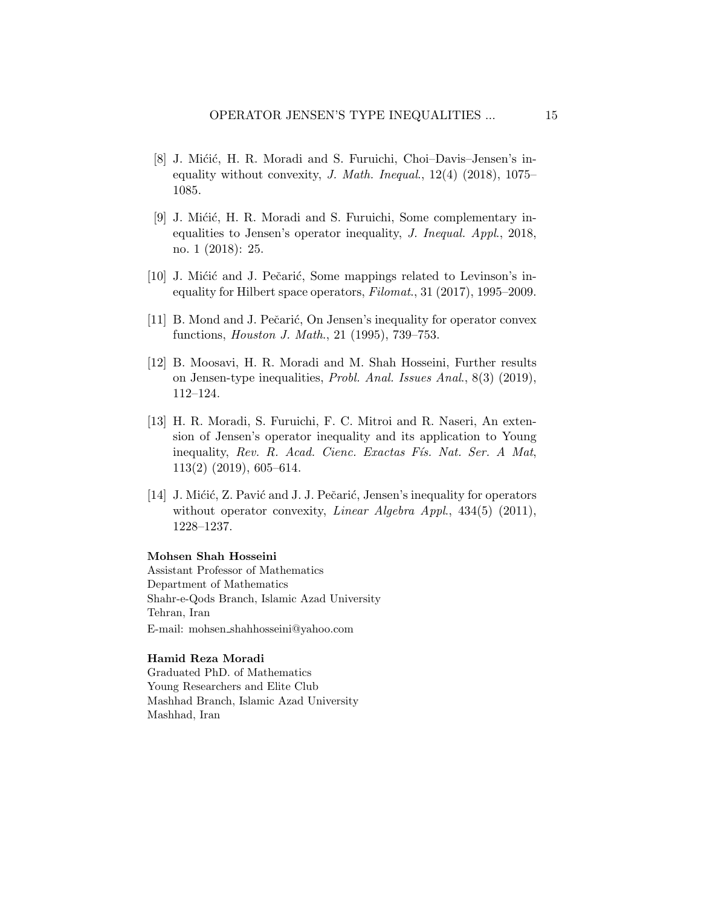[8] J. Mićić, H. R. Moradi and S. Furuichi, Choi–Davis–Jensen's inequality without convexity, *J. Math. Inequal.*, 12(4) (2018), 1075–1085.

[9] J. Mićić, H. R. Moradi and S. Furuichi, Some complementary inequalities to Jensen's operator inequality, *J. Inequal. Appl.*, 2018, no. 1 (2018): 25.

[10] J. Mićić and J. Pečarić, Some mappings related to Levinson's inequality for Hilbert space operators, *Filomat.*, 31 (2017), 1995–2009.

[11] B. Mond and J. Pečarić, On Jensen's inequality for operator convex functions, *Houston J. Math.*, 21 (1995), 739–753.

[12] B. Moosavi, H. R. Moradi and M. Shah Hosseini, Further results on Jensen-type inequalities, *Probl. Anal. Issues Anal.*, 8(3) (2019), 112–124.

[13] H. R. Moradi, S. Furuichi, F. C. Mitroi and R. Naseri, An extension of Jensen's operator inequality and its application to Young inequality, *Rev. R. Acad. Cienc. Exactas Fís. Nat. Ser. A Mat*, 113(2) (2019), 605–614.

[14] J. Mićić, Z. Pavić and J. J. Pečarić, Jensen's inequality for operators without operator convexity, *Linear Algebra Appl.*, 434(5) (2011), 1228–1237.

**Mohsen Shah Hosseini**
Assistant Professor of Mathematics
Department of Mathematics
Shahr-e-Qods Branch, Islamic Azad University
Tehran, Iran
E-mail: mohsen_shahhosseini@yahoo.com

**Hamid Reza Moradi**
Graduated PhD. of Mathematics
Young Researchers and Elite Club
Mashhad Branch, Islamic Azad University
Mashhad, Iran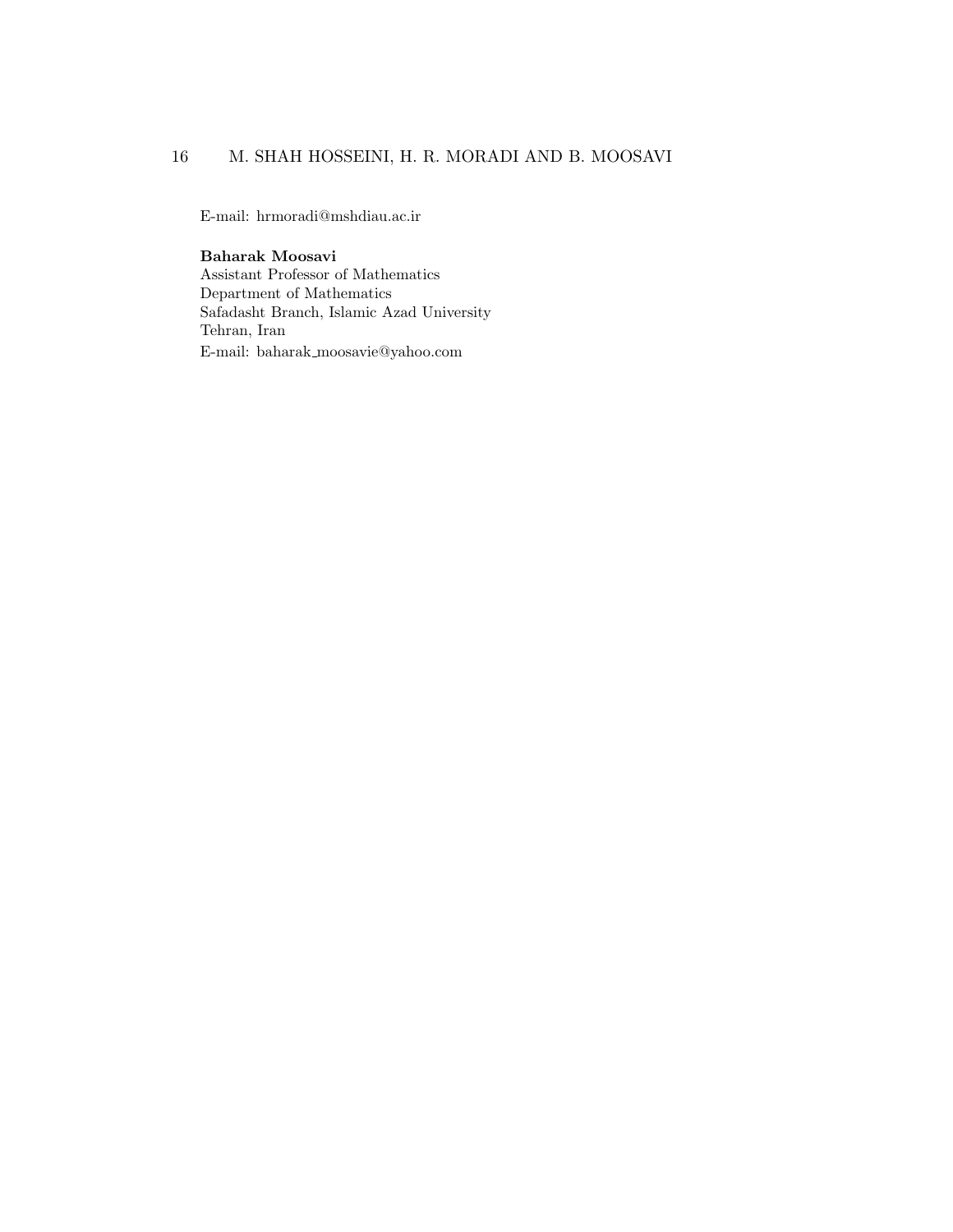E-mail: hrmoradi@mshdiau.ac.ir

**Baharak Moosavi**
Assistant Professor of Mathematics
Department of Mathematics
Safadasht Branch, Islamic Azad University
Tehran, Iran
E-mail: baharak_moosavie@yahoo.com